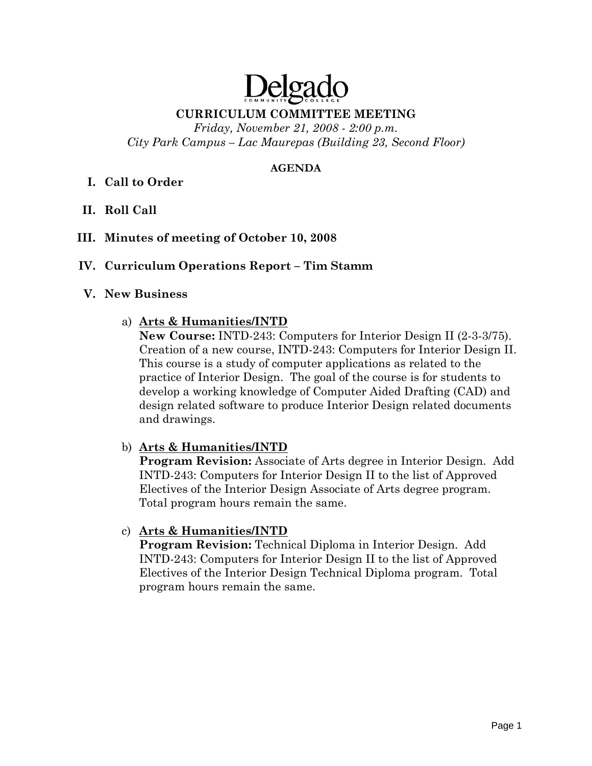# Delgado

## CURRICULUM COMMITTEE MEETING

*Friday, November 21, 2008 - 2:00 p.m.*
*City Park Campus – Lac Maurepas (Building 23, Second Floor)*

**AGENDA**

**I. Call to Order**

**II. Roll Call**

**III. Minutes of meeting of October 10, 2008**

**IV. Curriculum Operations Report – Tim Stamm**

**V. New Business**

a) **Arts & Humanities/INTD**
**New Course:** INTD-243: Computers for Interior Design II (2-3-3/75). Creation of a new course, INTD-243: Computers for Interior Design II. This course is a study of computer applications as related to the practice of Interior Design. The goal of the course is for students to develop a working knowledge of Computer Aided Drafting (CAD) and design related software to produce Interior Design related documents and drawings.

b) **Arts & Humanities/INTD**
**Program Revision:** Associate of Arts degree in Interior Design. Add INTD-243: Computers for Interior Design II to the list of Approved Electives of the Interior Design Associate of Arts degree program. Total program hours remain the same.

c) **Arts & Humanities/INTD**
**Program Revision:** Technical Diploma in Interior Design. Add INTD-243: Computers for Interior Design II to the list of Approved Electives of the Interior Design Technical Diploma program. Total program hours remain the same.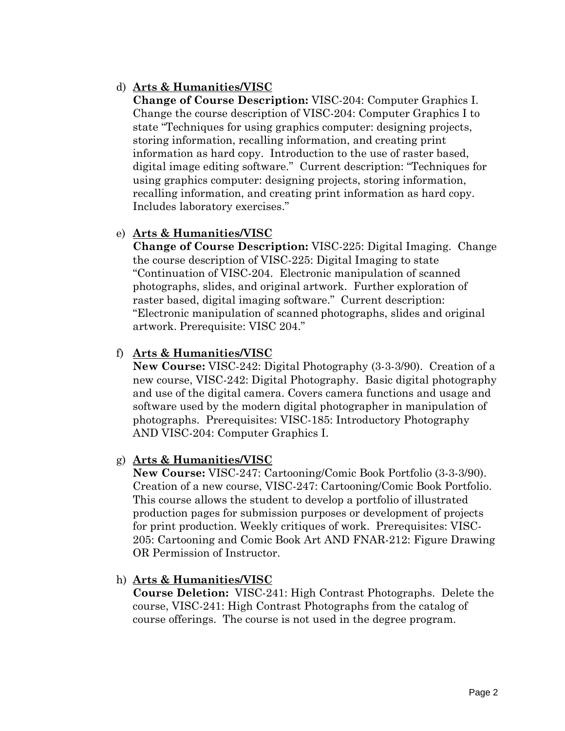d) **<u>Arts & Humanities/VISC</u>**
   **Change of Course Description:** VISC-204: Computer Graphics I. Change the course description of VISC-204: Computer Graphics I to state "Techniques for using graphics computer: designing projects, storing information, recalling information, and creating print information as hard copy. Introduction to the use of raster based, digital image editing software." Current description: "Techniques for using graphics computer: designing projects, storing information, recalling information, and creating print information as hard copy. Includes laboratory exercises."

e) **<u>Arts & Humanities/VISC</u>**
   **Change of Course Description:** VISC-225: Digital Imaging. Change the course description of VISC-225: Digital Imaging to state "Continuation of VISC-204. Electronic manipulation of scanned photographs, slides, and original artwork. Further exploration of raster based, digital imaging software." Current description: "Electronic manipulation of scanned photographs, slides and original artwork. Prerequisite: VISC 204."

f) **<u>Arts & Humanities/VISC</u>**
   **New Course:** VISC-242: Digital Photography (3-3-3/90). Creation of a new course, VISC-242: Digital Photography. Basic digital photography and use of the digital camera. Covers camera functions and usage and software used by the modern digital photographer in manipulation of photographs. Prerequisites: VISC-185: Introductory Photography AND VISC-204: Computer Graphics I.

g) **<u>Arts & Humanities/VISC</u>**
   **New Course:** VISC-247: Cartooning/Comic Book Portfolio (3-3-3/90). Creation of a new course, VISC-247: Cartooning/Comic Book Portfolio. This course allows the student to develop a portfolio of illustrated production pages for submission purposes or development of projects for print production. Weekly critiques of work. Prerequisites: VISC-205: Cartooning and Comic Book Art AND FNAR-212: Figure Drawing OR Permission of Instructor.

h) **<u>Arts & Humanities/VISC</u>**
   **Course Deletion:** VISC-241: High Contrast Photographs. Delete the course, VISC-241: High Contrast Photographs from the catalog of course offerings. The course is not used in the degree program.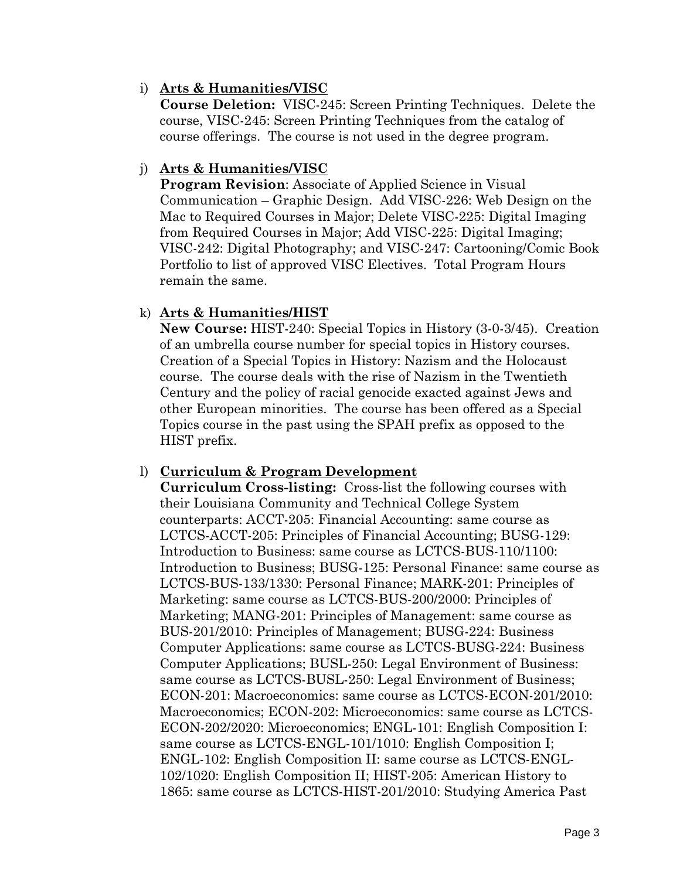i) **Arts & Humanities/VISC**
   **Course Deletion:** VISC-245: Screen Printing Techniques. Delete the course, VISC-245: Screen Printing Techniques from the catalog of course offerings. The course is not used in the degree program.

j) **Arts & Humanities/VISC**
   **Program Revision**: Associate of Applied Science in Visual Communication – Graphic Design. Add VISC-226: Web Design on the Mac to Required Courses in Major; Delete VISC-225: Digital Imaging from Required Courses in Major; Add VISC-225: Digital Imaging; VISC-242: Digital Photography; and VISC-247: Cartooning/Comic Book Portfolio to list of approved VISC Electives. Total Program Hours remain the same.

k) **Arts & Humanities/HIST**
   **New Course:** HIST-240: Special Topics in History (3-0-3/45). Creation of an umbrella course number for special topics in History courses. Creation of a Special Topics in History: Nazism and the Holocaust course. The course deals with the rise of Nazism in the Twentieth Century and the policy of racial genocide exacted against Jews and other European minorities. The course has been offered as a Special Topics course in the past using the SPAH prefix as opposed to the HIST prefix.

l) **Curriculum & Program Development**
   **Curriculum Cross-listing:** Cross-list the following courses with their Louisiana Community and Technical College System counterparts: ACCT-205: Financial Accounting: same course as LCTCS-ACCT-205: Principles of Financial Accounting; BUSG-129: Introduction to Business: same course as LCTCS-BUS-110/1100: Introduction to Business; BUSG-125: Personal Finance: same course as LCTCS-BUS-133/1330: Personal Finance; MARK-201: Principles of Marketing: same course as LCTCS-BUS-200/2000: Principles of Marketing; MANG-201: Principles of Management: same course as BUS-201/2010: Principles of Management; BUSG-224: Business Computer Applications: same course as LCTCS-BUSG-224: Business Computer Applications; BUSL-250: Legal Environment of Business: same course as LCTCS-BUSL-250: Legal Environment of Business; ECON-201: Macroeconomics: same course as LCTCS-ECON-201/2010: Macroeconomics; ECON-202: Microeconomics: same course as LCTCS-ECON-202/2020: Microeconomics; ENGL-101: English Composition I: same course as LCTCS-ENGL-101/1010: English Composition I; ENGL-102: English Composition II: same course as LCTCS-ENGL-102/1020: English Composition II; HIST-205: American History to 1865: same course as LCTCS-HIST-201/2010: Studying America Past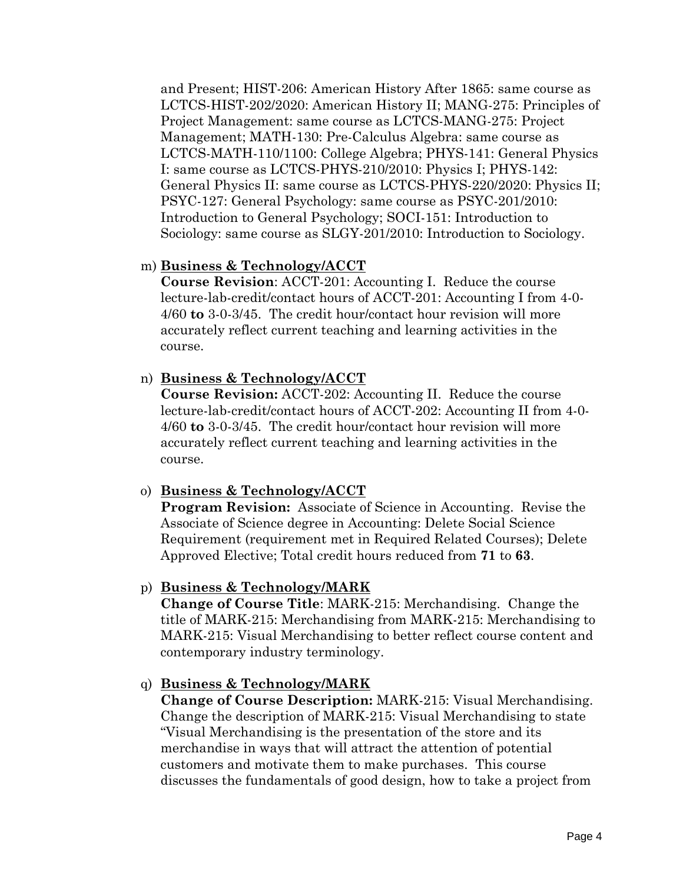and Present; HIST-206: American History After 1865: same course as LCTCS-HIST-202/2020: American History II; MANG-275: Principles of Project Management: same course as LCTCS-MANG-275: Project Management; MATH-130: Pre-Calculus Algebra: same course as LCTCS-MATH-110/1100: College Algebra; PHYS-141: General Physics I: same course as LCTCS-PHYS-210/2010: Physics I; PHYS-142: General Physics II: same course as LCTCS-PHYS-220/2020: Physics II; PSYC-127: General Psychology: same course as PSYC-201/2010: Introduction to General Psychology; SOCI-151: Introduction to Sociology: same course as SLGY-201/2010: Introduction to Sociology.

m) **Business & Technology/ACCT**
**Course Revision**: ACCT-201: Accounting I. Reduce the course lecture-lab-credit/contact hours of ACCT-201: Accounting I from 4-0-4/60 **to** 3-0-3/45. The credit hour/contact hour revision will more accurately reflect current teaching and learning activities in the course.

n) **Business & Technology/ACCT**
**Course Revision:** ACCT-202: Accounting II. Reduce the course lecture-lab-credit/contact hours of ACCT-202: Accounting II from 4-0-4/60 **to** 3-0-3/45. The credit hour/contact hour revision will more accurately reflect current teaching and learning activities in the course.

o) **Business & Technology/ACCT**
**Program Revision:** Associate of Science in Accounting. Revise the Associate of Science degree in Accounting: Delete Social Science Requirement (requirement met in Required Related Courses); Delete Approved Elective; Total credit hours reduced from **71** to **63**.

p) **Business & Technology/MARK**
**Change of Course Title**: MARK-215: Merchandising. Change the title of MARK-215: Merchandising from MARK-215: Merchandising to MARK-215: Visual Merchandising to better reflect course content and contemporary industry terminology.

q) **Business & Technology/MARK**
**Change of Course Description:** MARK-215: Visual Merchandising. Change the description of MARK-215: Visual Merchandising to state "Visual Merchandising is the presentation of the store and its merchandise in ways that will attract the attention of potential customers and motivate them to make purchases. This course discusses the fundamentals of good design, how to take a project from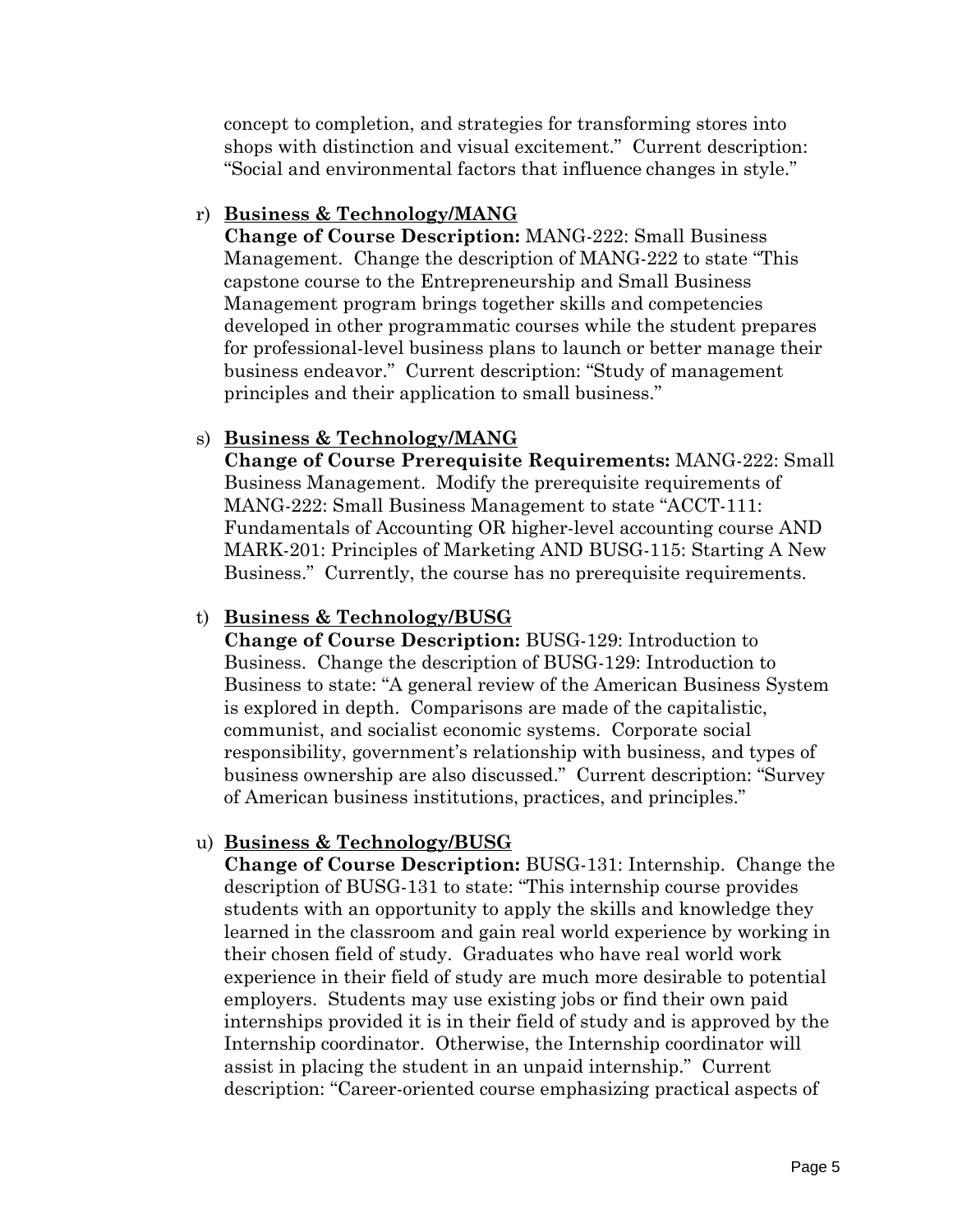concept to completion, and strategies for transforming stores into shops with distinction and visual excitement." Current description: "Social and environmental factors that influence changes in style."

r) **<u>Business & Technology/MANG</u>**
**Change of Course Description:** MANG-222: Small Business Management. Change the description of MANG-222 to state "This capstone course to the Entrepreneurship and Small Business Management program brings together skills and competencies developed in other programmatic courses while the student prepares for professional-level business plans to launch or better manage their business endeavor." Current description: "Study of management principles and their application to small business."

s) **<u>Business & Technology/MANG</u>**
**Change of Course Prerequisite Requirements:** MANG-222: Small Business Management. Modify the prerequisite requirements of MANG-222: Small Business Management to state "ACCT-111: Fundamentals of Accounting OR higher-level accounting course AND MARK-201: Principles of Marketing AND BUSG-115: Starting A New Business." Currently, the course has no prerequisite requirements.

t) **<u>Business & Technology/BUSG</u>**
**Change of Course Description:** BUSG-129: Introduction to Business. Change the description of BUSG-129: Introduction to Business to state: "A general review of the American Business System is explored in depth. Comparisons are made of the capitalistic, communist, and socialist economic systems. Corporate social responsibility, government's relationship with business, and types of business ownership are also discussed." Current description: "Survey of American business institutions, practices, and principles."

u) **<u>Business & Technology/BUSG</u>**
**Change of Course Description:** BUSG-131: Internship. Change the description of BUSG-131 to state: "This internship course provides students with an opportunity to apply the skills and knowledge they learned in the classroom and gain real world experience by working in their chosen field of study. Graduates who have real world work experience in their field of study are much more desirable to potential employers. Students may use existing jobs or find their own paid internships provided it is in their field of study and is approved by the Internship coordinator. Otherwise, the Internship coordinator will assist in placing the student in an unpaid internship." Current description: "Career-oriented course emphasizing practical aspects of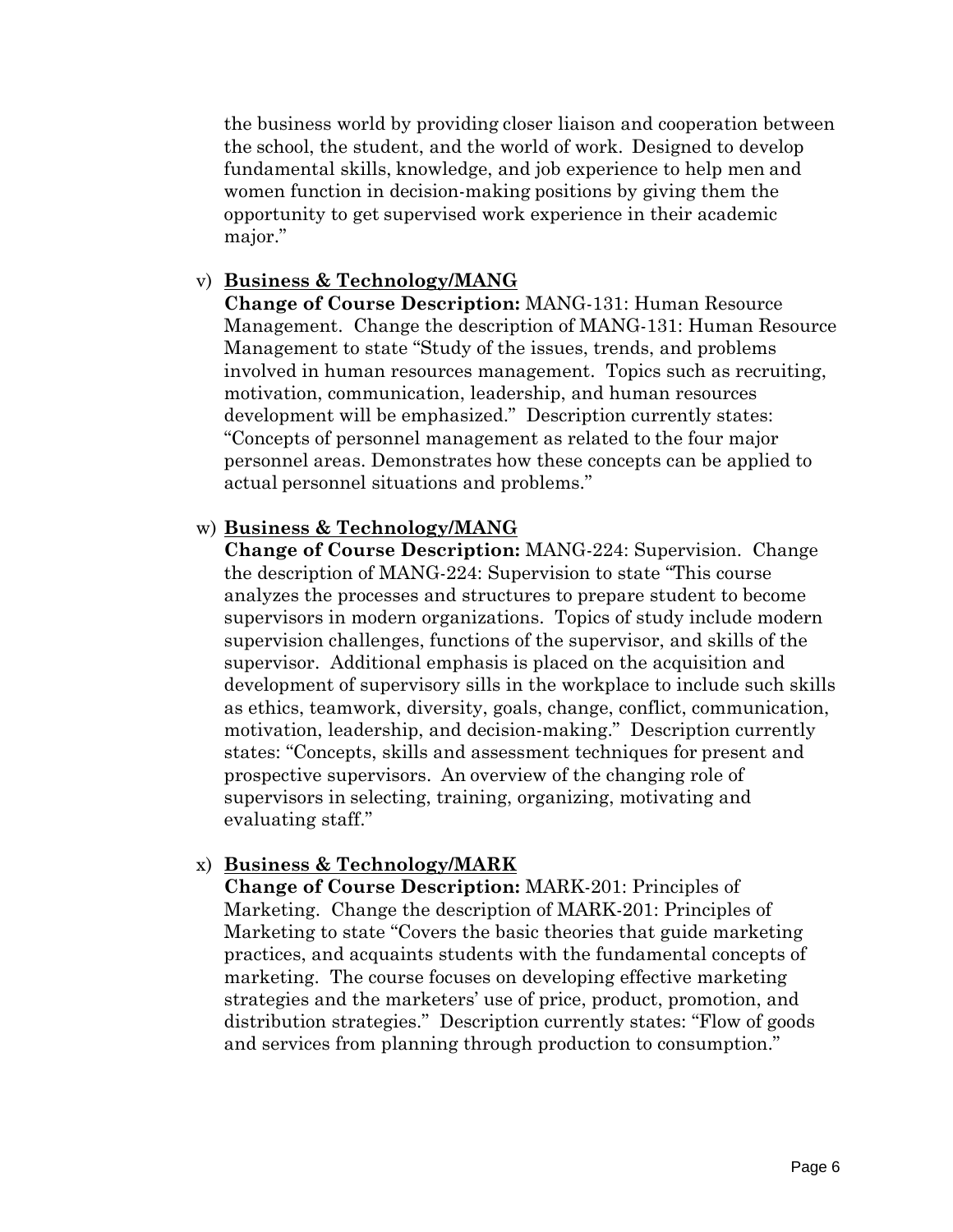the business world by providing closer liaison and cooperation between the school, the student, and the world of work. Designed to develop fundamental skills, knowledge, and job experience to help men and women function in decision-making positions by giving them the opportunity to get supervised work experience in their academic major."

v) **Business & Technology/MANG**
**Change of Course Description:** MANG-131: Human Resource Management. Change the description of MANG-131: Human Resource Management to state "Study of the issues, trends, and problems involved in human resources management. Topics such as recruiting, motivation, communication, leadership, and human resources development will be emphasized." Description currently states: "Concepts of personnel management as related to the four major personnel areas. Demonstrates how these concepts can be applied to actual personnel situations and problems."

w) **Business & Technology/MANG**
**Change of Course Description:** MANG-224: Supervision. Change the description of MANG-224: Supervision to state "This course analyzes the processes and structures to prepare student to become supervisors in modern organizations. Topics of study include modern supervision challenges, functions of the supervisor, and skills of the supervisor. Additional emphasis is placed on the acquisition and development of supervisory sills in the workplace to include such skills as ethics, teamwork, diversity, goals, change, conflict, communication, motivation, leadership, and decision-making." Description currently states: "Concepts, skills and assessment techniques for present and prospective supervisors. An overview of the changing role of supervisors in selecting, training, organizing, motivating and evaluating staff."

x) **Business & Technology/MARK**
**Change of Course Description:** MARK-201: Principles of Marketing. Change the description of MARK-201: Principles of Marketing to state "Covers the basic theories that guide marketing practices, and acquaints students with the fundamental concepts of marketing. The course focuses on developing effective marketing strategies and the marketers' use of price, product, promotion, and distribution strategies." Description currently states: "Flow of goods and services from planning through production to consumption."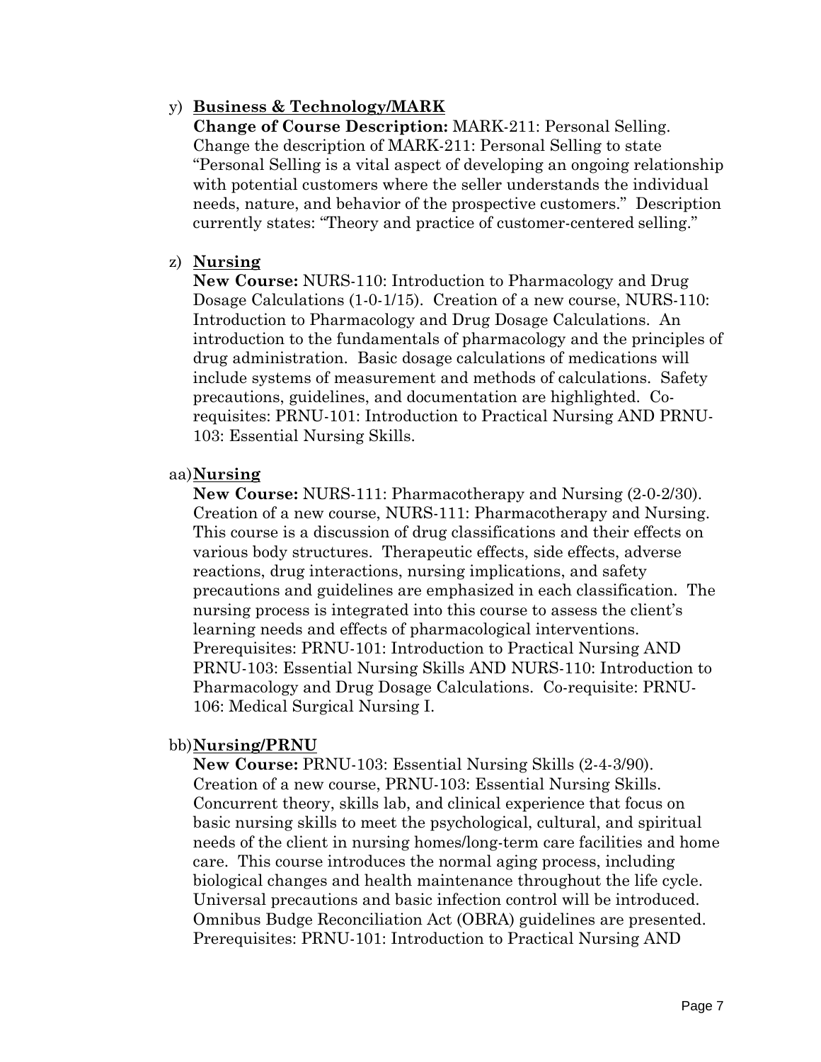y) **Business & Technology/MARK**

**Change of Course Description:** MARK-211: Personal Selling. Change the description of MARK-211: Personal Selling to state "Personal Selling is a vital aspect of developing an ongoing relationship with potential customers where the seller understands the individual needs, nature, and behavior of the prospective customers." Description currently states: "Theory and practice of customer-centered selling."

z) **Nursing**

**New Course:** NURS-110: Introduction to Pharmacology and Drug Dosage Calculations (1-0-1/15). Creation of a new course, NURS-110: Introduction to Pharmacology and Drug Dosage Calculations. An introduction to the fundamentals of pharmacology and the principles of drug administration. Basic dosage calculations of medications will include systems of measurement and methods of calculations. Safety precautions, guidelines, and documentation are highlighted. Co-requisites: PRNU-101: Introduction to Practical Nursing AND PRNU-103: Essential Nursing Skills.

aa) **Nursing**

**New Course:** NURS-111: Pharmacotherapy and Nursing (2-0-2/30). Creation of a new course, NURS-111: Pharmacotherapy and Nursing. This course is a discussion of drug classifications and their effects on various body structures. Therapeutic effects, side effects, adverse reactions, drug interactions, nursing implications, and safety precautions and guidelines are emphasized in each classification. The nursing process is integrated into this course to assess the client's learning needs and effects of pharmacological interventions. Prerequisites: PRNU-101: Introduction to Practical Nursing AND PRNU-103: Essential Nursing Skills AND NURS-110: Introduction to Pharmacology and Drug Dosage Calculations. Co-requisite: PRNU-106: Medical Surgical Nursing I.

bb) **Nursing/PRNU**

**New Course:** PRNU-103: Essential Nursing Skills (2-4-3/90). Creation of a new course, PRNU-103: Essential Nursing Skills. Concurrent theory, skills lab, and clinical experience that focus on basic nursing skills to meet the psychological, cultural, and spiritual needs of the client in nursing homes/long-term care facilities and home care. This course introduces the normal aging process, including biological changes and health maintenance throughout the life cycle. Universal precautions and basic infection control will be introduced. Omnibus Budge Reconciliation Act (OBRA) guidelines are presented. Prerequisites: PRNU-101: Introduction to Practical Nursing AND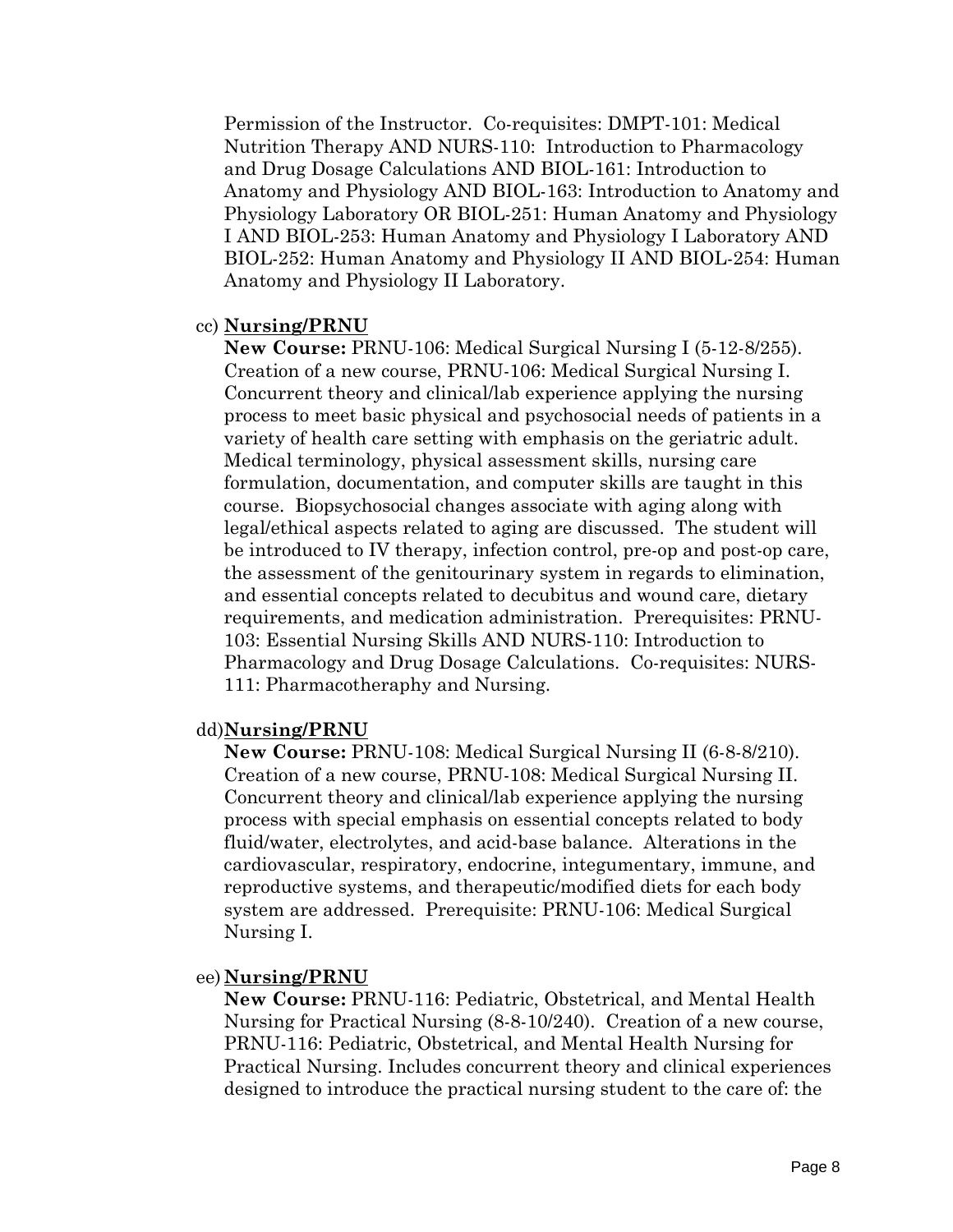Permission of the Instructor. Co-requisites: DMPT-101: Medical Nutrition Therapy AND NURS-110: Introduction to Pharmacology and Drug Dosage Calculations AND BIOL-161: Introduction to Anatomy and Physiology AND BIOL-163: Introduction to Anatomy and Physiology Laboratory OR BIOL-251: Human Anatomy and Physiology I AND BIOL-253: Human Anatomy and Physiology I Laboratory AND BIOL-252: Human Anatomy and Physiology II AND BIOL-254: Human Anatomy and Physiology II Laboratory.

cc) **Nursing/PRNU**
**New Course:** PRNU-106: Medical Surgical Nursing I (5-12-8/255). Creation of a new course, PRNU-106: Medical Surgical Nursing I. Concurrent theory and clinical/lab experience applying the nursing process to meet basic physical and psychosocial needs of patients in a variety of health care setting with emphasis on the geriatric adult. Medical terminology, physical assessment skills, nursing care formulation, documentation, and computer skills are taught in this course. Biopsychosocial changes associate with aging along with legal/ethical aspects related to aging are discussed. The student will be introduced to IV therapy, infection control, pre-op and post-op care, the assessment of the genitourinary system in regards to elimination, and essential concepts related to decubitus and wound care, dietary requirements, and medication administration. Prerequisites: PRNU-103: Essential Nursing Skills AND NURS-110: Introduction to Pharmacology and Drug Dosage Calculations. Co-requisites: NURS-111: Pharmacotheraphy and Nursing.

dd) **Nursing/PRNU**
**New Course:** PRNU-108: Medical Surgical Nursing II (6-8-8/210). Creation of a new course, PRNU-108: Medical Surgical Nursing II. Concurrent theory and clinical/lab experience applying the nursing process with special emphasis on essential concepts related to body fluid/water, electrolytes, and acid-base balance. Alterations in the cardiovascular, respiratory, endocrine, integumentary, immune, and reproductive systems, and therapeutic/modified diets for each body system are addressed. Prerequisite: PRNU-106: Medical Surgical Nursing I.

ee) **Nursing/PRNU**
**New Course:** PRNU-116: Pediatric, Obstetrical, and Mental Health Nursing for Practical Nursing (8-8-10/240). Creation of a new course, PRNU-116: Pediatric, Obstetrical, and Mental Health Nursing for Practical Nursing. Includes concurrent theory and clinical experiences designed to introduce the practical nursing student to the care of: the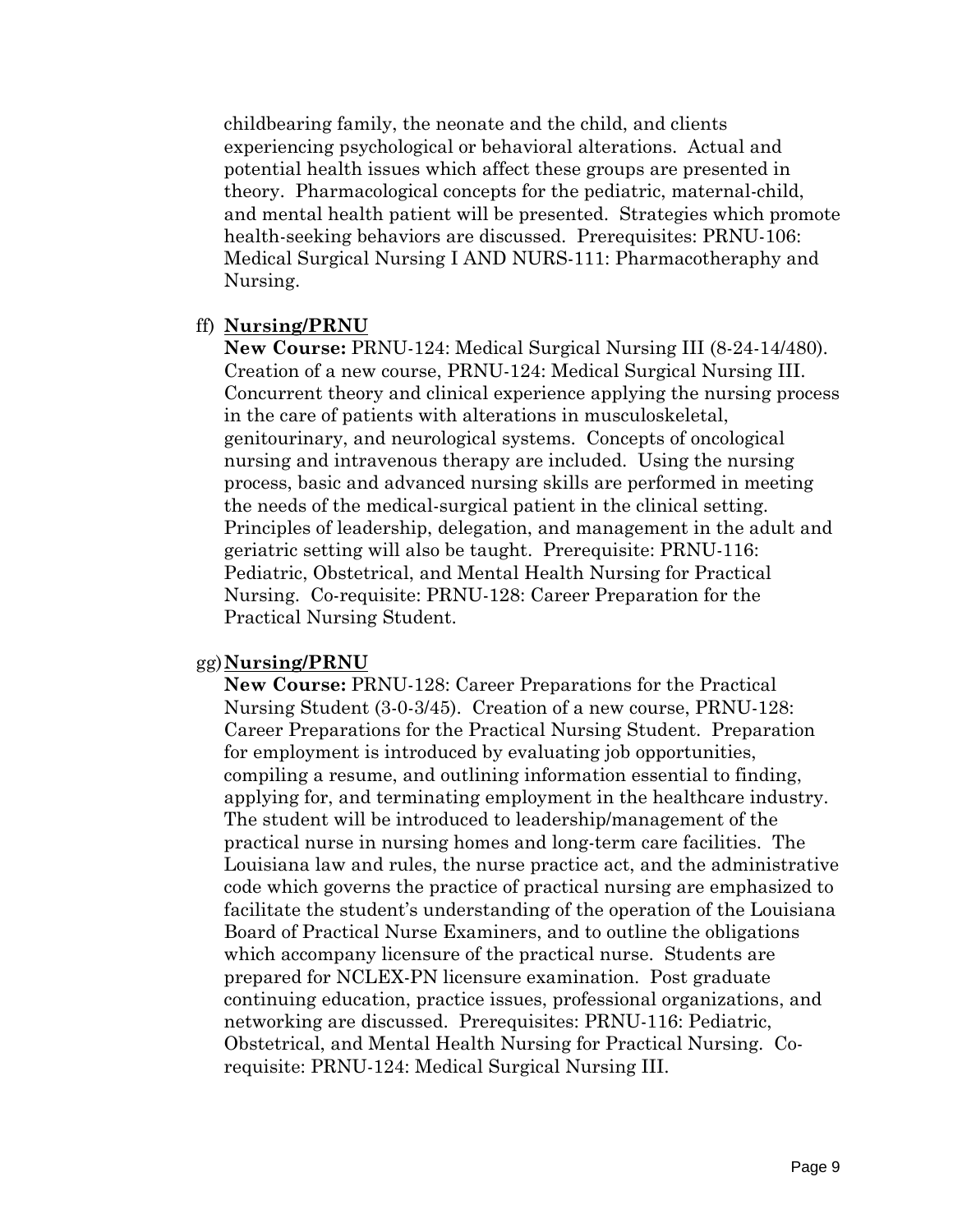childbearing family, the neonate and the child, and clients experiencing psychological or behavioral alterations. Actual and potential health issues which affect these groups are presented in theory. Pharmacological concepts for the pediatric, maternal-child, and mental health patient will be presented. Strategies which promote health-seeking behaviors are discussed. Prerequisites: PRNU-106: Medical Surgical Nursing I AND NURS-111: Pharmacotheraphy and Nursing.

ff) **Nursing/PRNU**

**New Course:** PRNU-124: Medical Surgical Nursing III (8-24-14/480). Creation of a new course, PRNU-124: Medical Surgical Nursing III. Concurrent theory and clinical experience applying the nursing process in the care of patients with alterations in musculoskeletal, genitourinary, and neurological systems. Concepts of oncological nursing and intravenous therapy are included. Using the nursing process, basic and advanced nursing skills are performed in meeting the needs of the medical-surgical patient in the clinical setting. Principles of leadership, delegation, and management in the adult and geriatric setting will also be taught. Prerequisite: PRNU-116: Pediatric, Obstetrical, and Mental Health Nursing for Practical Nursing. Co-requisite: PRNU-128: Career Preparation for the Practical Nursing Student.

gg) **Nursing/PRNU**

**New Course:** PRNU-128: Career Preparations for the Practical Nursing Student (3-0-3/45). Creation of a new course, PRNU-128: Career Preparations for the Practical Nursing Student. Preparation for employment is introduced by evaluating job opportunities, compiling a resume, and outlining information essential to finding, applying for, and terminating employment in the healthcare industry. The student will be introduced to leadership/management of the practical nurse in nursing homes and long-term care facilities. The Louisiana law and rules, the nurse practice act, and the administrative code which governs the practice of practical nursing are emphasized to facilitate the student's understanding of the operation of the Louisiana Board of Practical Nurse Examiners, and to outline the obligations which accompany licensure of the practical nurse. Students are prepared for NCLEX-PN licensure examination. Post graduate continuing education, practice issues, professional organizations, and networking are discussed. Prerequisites: PRNU-116: Pediatric, Obstetrical, and Mental Health Nursing for Practical Nursing. Co-requisite: PRNU-124: Medical Surgical Nursing III.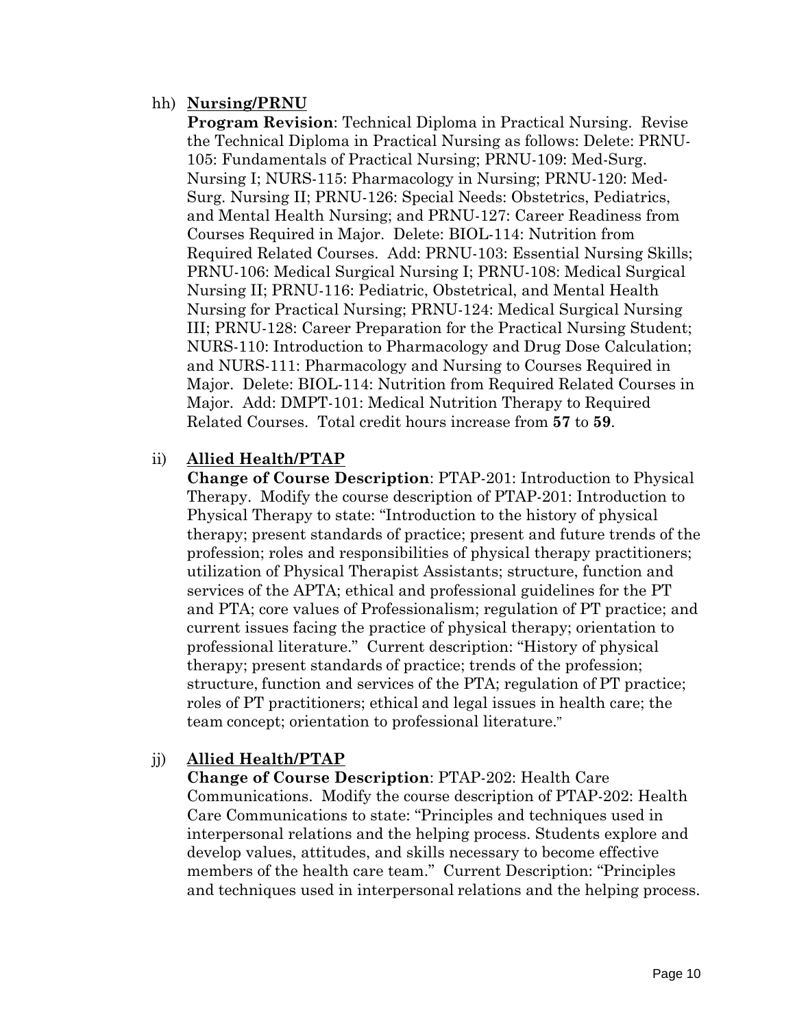hh) **Nursing/PRNU**

**Program Revision**: Technical Diploma in Practical Nursing. Revise the Technical Diploma in Practical Nursing as follows: Delete: PRNU-105: Fundamentals of Practical Nursing; PRNU-109: Med-Surg. Nursing I; NURS-115: Pharmacology in Nursing; PRNU-120: Med-Surg. Nursing II; PRNU-126: Special Needs: Obstetrics, Pediatrics, and Mental Health Nursing; and PRNU-127: Career Readiness from Courses Required in Major. Delete: BIOL-114: Nutrition from Required Related Courses. Add: PRNU-103: Essential Nursing Skills; PRNU-106: Medical Surgical Nursing I; PRNU-108: Medical Surgical Nursing II; PRNU-116: Pediatric, Obstetrical, and Mental Health Nursing for Practical Nursing; PRNU-124: Medical Surgical Nursing III; PRNU-128: Career Preparation for the Practical Nursing Student; NURS-110: Introduction to Pharmacology and Drug Dose Calculation; and NURS-111: Pharmacology and Nursing to Courses Required in Major. Delete: BIOL-114: Nutrition from Required Related Courses in Major. Add: DMPT-101: Medical Nutrition Therapy to Required Related Courses. Total credit hours increase from **57** to **59**.

ii) **Allied Health/PTAP**

**Change of Course Description**: PTAP-201: Introduction to Physical Therapy. Modify the course description of PTAP-201: Introduction to Physical Therapy to state: "Introduction to the history of physical therapy; present standards of practice; present and future trends of the profession; roles and responsibilities of physical therapy practitioners; utilization of Physical Therapist Assistants; structure, function and services of the APTA; ethical and professional guidelines for the PT and PTA; core values of Professionalism; regulation of PT practice; and current issues facing the practice of physical therapy; orientation to professional literature." Current description: "History of physical therapy; present standards of practice; trends of the profession; structure, function and services of the PTA; regulation of PT practice; roles of PT practitioners; ethical and legal issues in health care; the team concept; orientation to professional literature."

jj) **Allied Health/PTAP**

**Change of Course Description**: PTAP-202: Health Care Communications. Modify the course description of PTAP-202: Health Care Communications to state: "Principles and techniques used in interpersonal relations and the helping process. Students explore and develop values, attitudes, and skills necessary to become effective members of the health care team." Current Description: "Principles and techniques used in interpersonal relations and the helping process.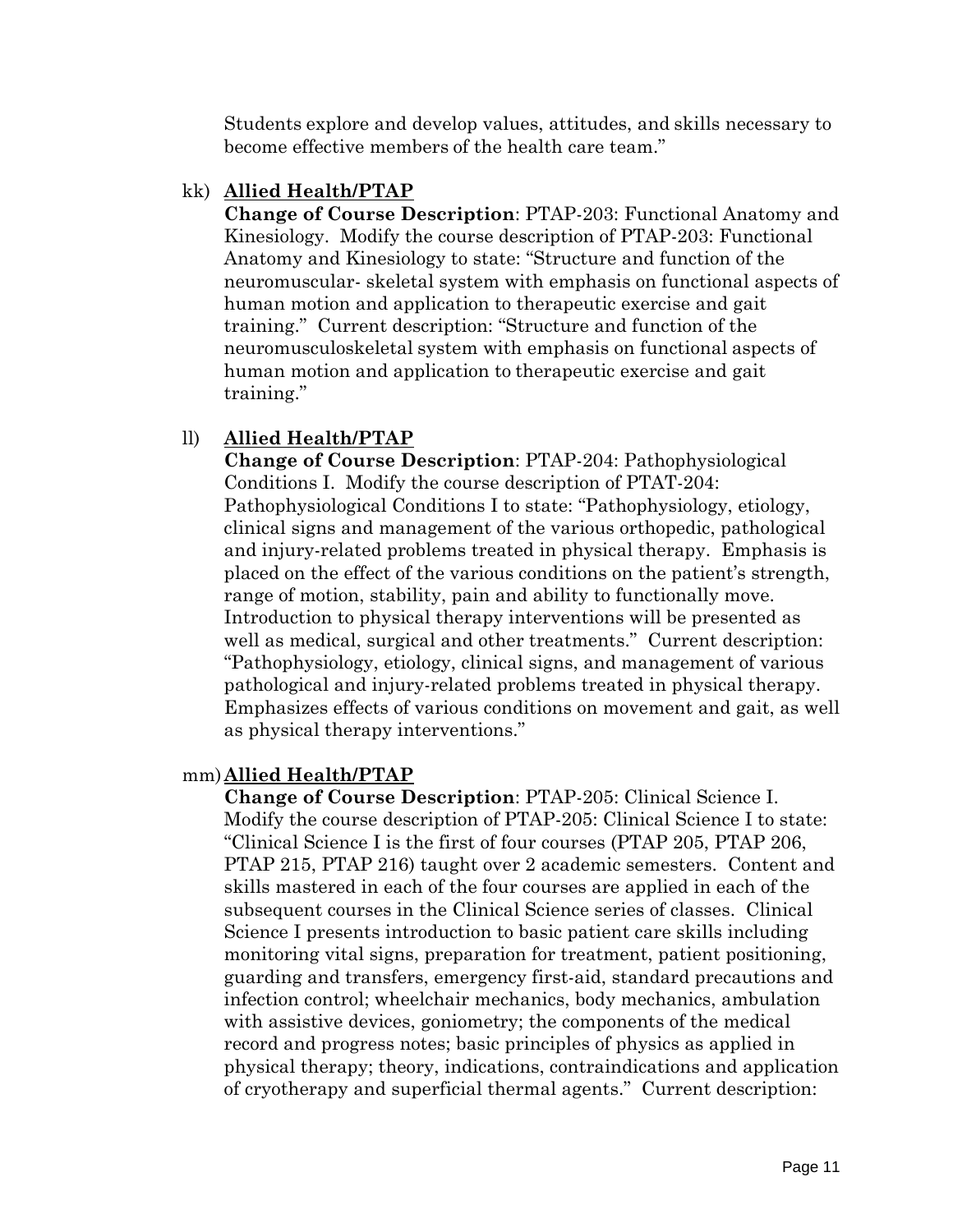Students explore and develop values, attitudes, and skills necessary to become effective members of the health care team."

kk) **Allied Health/PTAP**

**Change of Course Description**: PTAP-203: Functional Anatomy and Kinesiology. Modify the course description of PTAP-203: Functional Anatomy and Kinesiology to state: "Structure and function of the neuromuscular- skeletal system with emphasis on functional aspects of human motion and application to therapeutic exercise and gait training." Current description: "Structure and function of the neuromusculoskeletal system with emphasis on functional aspects of human motion and application to therapeutic exercise and gait training."

ll) **Allied Health/PTAP**

**Change of Course Description**: PTAP-204: Pathophysiological Conditions I. Modify the course description of PTAT-204: Pathophysiological Conditions I to state: "Pathophysiology, etiology, clinical signs and management of the various orthopedic, pathological and injury-related problems treated in physical therapy. Emphasis is placed on the effect of the various conditions on the patient's strength, range of motion, stability, pain and ability to functionally move. Introduction to physical therapy interventions will be presented as well as medical, surgical and other treatments." Current description: "Pathophysiology, etiology, clinical signs, and management of various pathological and injury-related problems treated in physical therapy. Emphasizes effects of various conditions on movement and gait, as well as physical therapy interventions."

mm) **Allied Health/PTAP**

**Change of Course Description**: PTAP-205: Clinical Science I. Modify the course description of PTAP-205: Clinical Science I to state: "Clinical Science I is the first of four courses (PTAP 205, PTAP 206, PTAP 215, PTAP 216) taught over 2 academic semesters. Content and skills mastered in each of the four courses are applied in each of the subsequent courses in the Clinical Science series of classes. Clinical Science I presents introduction to basic patient care skills including monitoring vital signs, preparation for treatment, patient positioning, guarding and transfers, emergency first-aid, standard precautions and infection control; wheelchair mechanics, body mechanics, ambulation with assistive devices, goniometry; the components of the medical record and progress notes; basic principles of physics as applied in physical therapy; theory, indications, contraindications and application of cryotherapy and superficial thermal agents." Current description: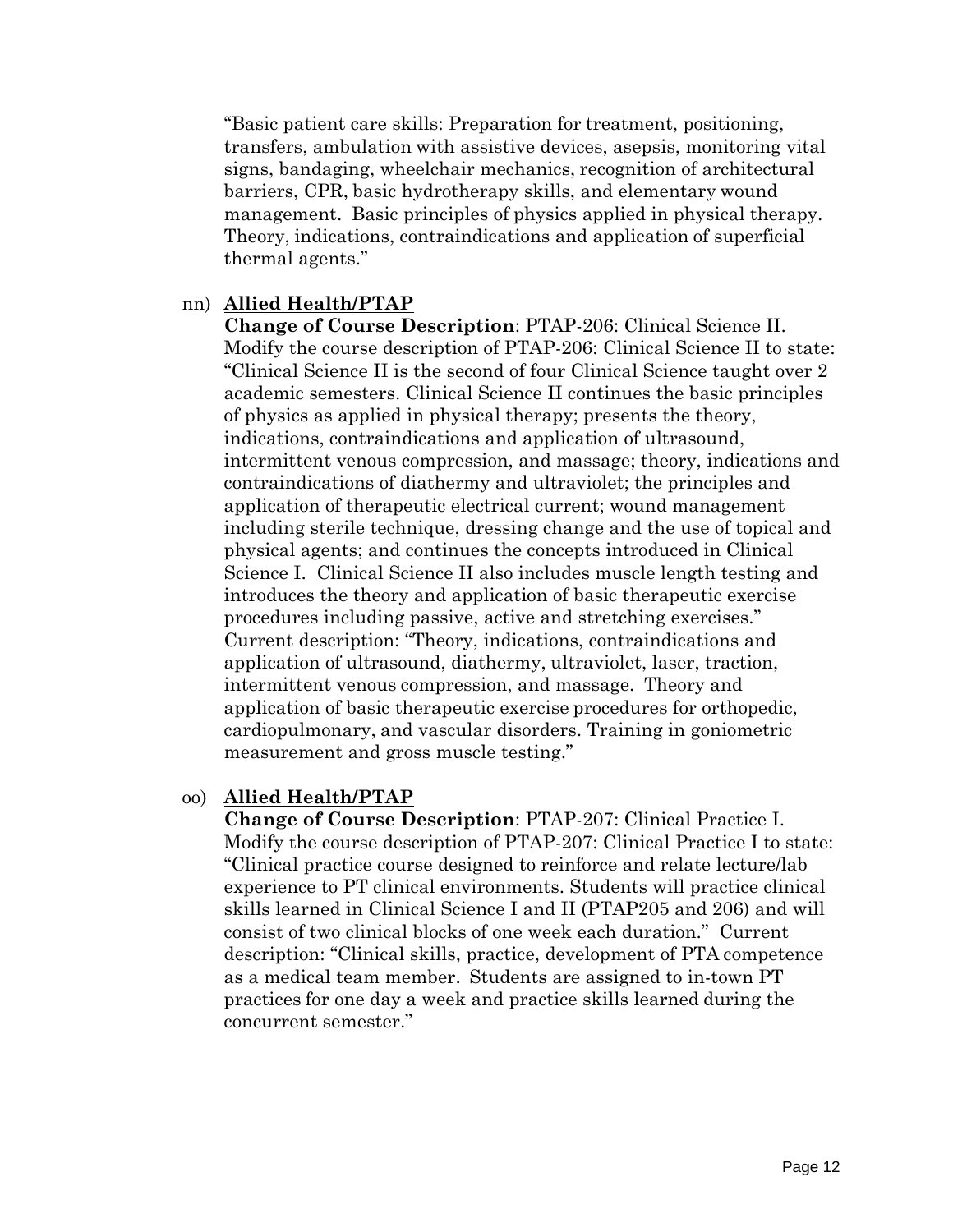"Basic patient care skills: Preparation for treatment, positioning, transfers, ambulation with assistive devices, asepsis, monitoring vital signs, bandaging, wheelchair mechanics, recognition of architectural barriers, CPR, basic hydrotherapy skills, and elementary wound management. Basic principles of physics applied in physical therapy. Theory, indications, contraindications and application of superficial thermal agents."

nn) **Allied Health/PTAP**

**Change of Course Description**: PTAP-206: Clinical Science II. Modify the course description of PTAP-206: Clinical Science II to state: "Clinical Science II is the second of four Clinical Science taught over 2 academic semesters. Clinical Science II continues the basic principles of physics as applied in physical therapy; presents the theory, indications, contraindications and application of ultrasound, intermittent venous compression, and massage; theory, indications and contraindications of diathermy and ultraviolet; the principles and application of therapeutic electrical current; wound management including sterile technique, dressing change and the use of topical and physical agents; and continues the concepts introduced in Clinical Science I. Clinical Science II also includes muscle length testing and introduces the theory and application of basic therapeutic exercise procedures including passive, active and stretching exercises." Current description: "Theory, indications, contraindications and application of ultrasound, diathermy, ultraviolet, laser, traction, intermittent venous compression, and massage. Theory and application of basic therapeutic exercise procedures for orthopedic, cardiopulmonary, and vascular disorders. Training in goniometric measurement and gross muscle testing."

oo) **Allied Health/PTAP**

**Change of Course Description**: PTAP-207: Clinical Practice I. Modify the course description of PTAP-207: Clinical Practice I to state: "Clinical practice course designed to reinforce and relate lecture/lab experience to PT clinical environments. Students will practice clinical skills learned in Clinical Science I and II (PTAP205 and 206) and will consist of two clinical blocks of one week each duration." Current description: "Clinical skills, practice, development of PTA competence as a medical team member. Students are assigned to in-town PT practices for one day a week and practice skills learned during the concurrent semester."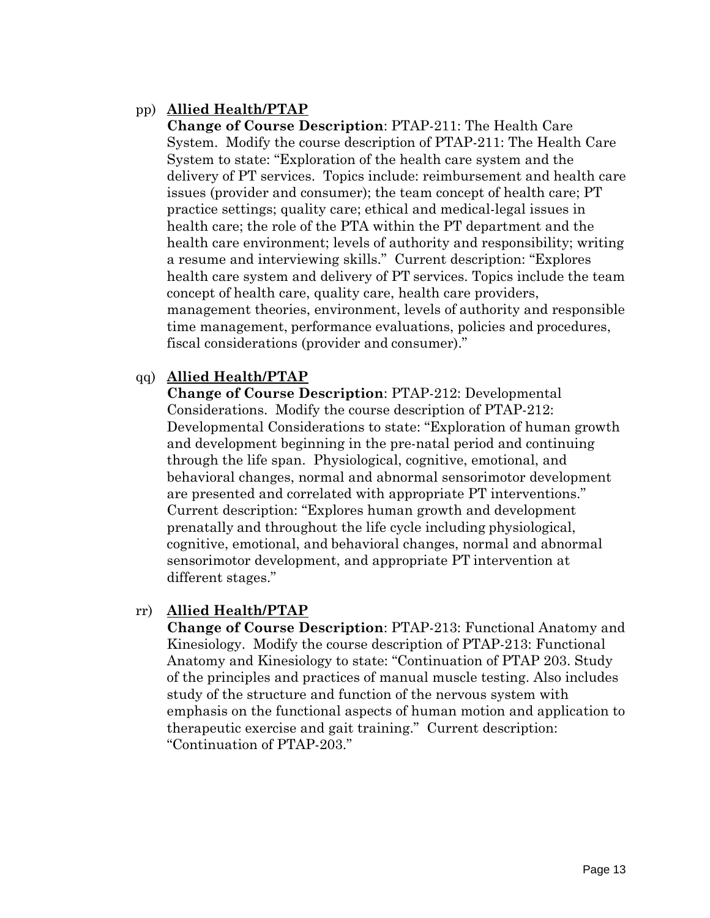pp) **Allied Health/PTAP**

**Change of Course Description**: PTAP-211: The Health Care System. Modify the course description of PTAP-211: The Health Care System to state: "Exploration of the health care system and the delivery of PT services. Topics include: reimbursement and health care issues (provider and consumer); the team concept of health care; PT practice settings; quality care; ethical and medical-legal issues in health care; the role of the PTA within the PT department and the health care environment; levels of authority and responsibility; writing a resume and interviewing skills." Current description: "Explores health care system and delivery of PT services. Topics include the team concept of health care, quality care, health care providers, management theories, environment, levels of authority and responsible time management, performance evaluations, policies and procedures, fiscal considerations (provider and consumer)."

qq) **Allied Health/PTAP**

**Change of Course Description**: PTAP-212: Developmental Considerations. Modify the course description of PTAP-212: Developmental Considerations to state: "Exploration of human growth and development beginning in the pre-natal period and continuing through the life span. Physiological, cognitive, emotional, and behavioral changes, normal and abnormal sensorimotor development are presented and correlated with appropriate PT interventions." Current description: "Explores human growth and development prenatally and throughout the life cycle including physiological, cognitive, emotional, and behavioral changes, normal and abnormal sensorimotor development, and appropriate PT intervention at different stages."

rr) **Allied Health/PTAP**

**Change of Course Description**: PTAP-213: Functional Anatomy and Kinesiology. Modify the course description of PTAP-213: Functional Anatomy and Kinesiology to state: "Continuation of PTAP 203. Study of the principles and practices of manual muscle testing. Also includes study of the structure and function of the nervous system with emphasis on the functional aspects of human motion and application to therapeutic exercise and gait training." Current description: "Continuation of PTAP-203."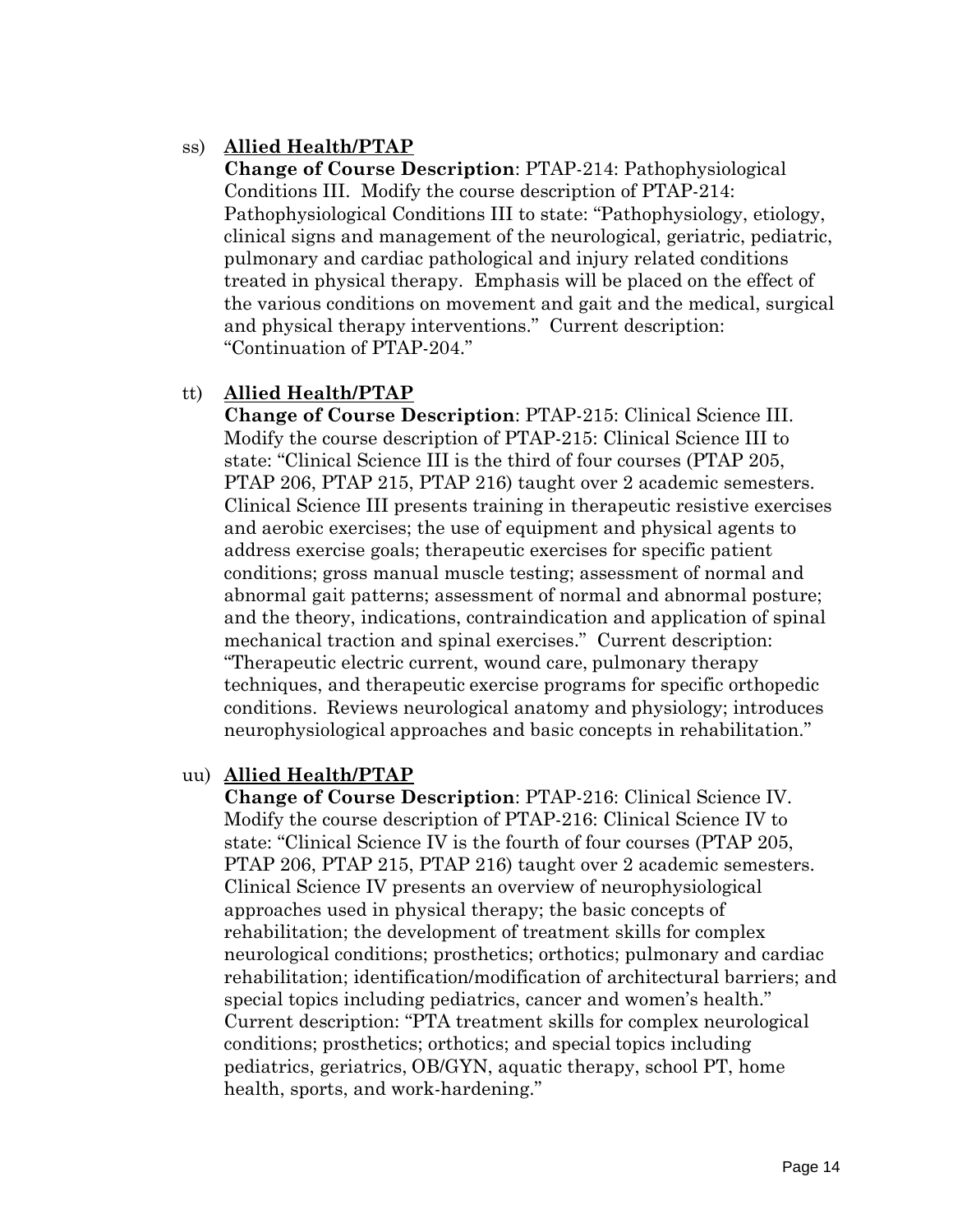ss) **Allied Health/PTAP**

**Change of Course Description**: PTAP-214: Pathophysiological Conditions III. Modify the course description of PTAP-214: Pathophysiological Conditions III to state: "Pathophysiology, etiology, clinical signs and management of the neurological, geriatric, pediatric, pulmonary and cardiac pathological and injury related conditions treated in physical therapy. Emphasis will be placed on the effect of the various conditions on movement and gait and the medical, surgical and physical therapy interventions." Current description: "Continuation of PTAP-204."

tt) **Allied Health/PTAP**

**Change of Course Description**: PTAP-215: Clinical Science III. Modify the course description of PTAP-215: Clinical Science III to state: "Clinical Science III is the third of four courses (PTAP 205, PTAP 206, PTAP 215, PTAP 216) taught over 2 academic semesters. Clinical Science III presents training in therapeutic resistive exercises and aerobic exercises; the use of equipment and physical agents to address exercise goals; therapeutic exercises for specific patient conditions; gross manual muscle testing; assessment of normal and abnormal gait patterns; assessment of normal and abnormal posture; and the theory, indications, contraindication and application of spinal mechanical traction and spinal exercises." Current description: "Therapeutic electric current, wound care, pulmonary therapy techniques, and therapeutic exercise programs for specific orthopedic conditions. Reviews neurological anatomy and physiology; introduces neurophysiological approaches and basic concepts in rehabilitation."

uu) **Allied Health/PTAP**

**Change of Course Description**: PTAP-216: Clinical Science IV. Modify the course description of PTAP-216: Clinical Science IV to state: "Clinical Science IV is the fourth of four courses (PTAP 205, PTAP 206, PTAP 215, PTAP 216) taught over 2 academic semesters. Clinical Science IV presents an overview of neurophysiological approaches used in physical therapy; the basic concepts of rehabilitation; the development of treatment skills for complex neurological conditions; prosthetics; orthotics; pulmonary and cardiac rehabilitation; identification/modification of architectural barriers; and special topics including pediatrics, cancer and women's health." Current description: "PTA treatment skills for complex neurological conditions; prosthetics; orthotics; and special topics including pediatrics, geriatrics, OB/GYN, aquatic therapy, school PT, home health, sports, and work-hardening."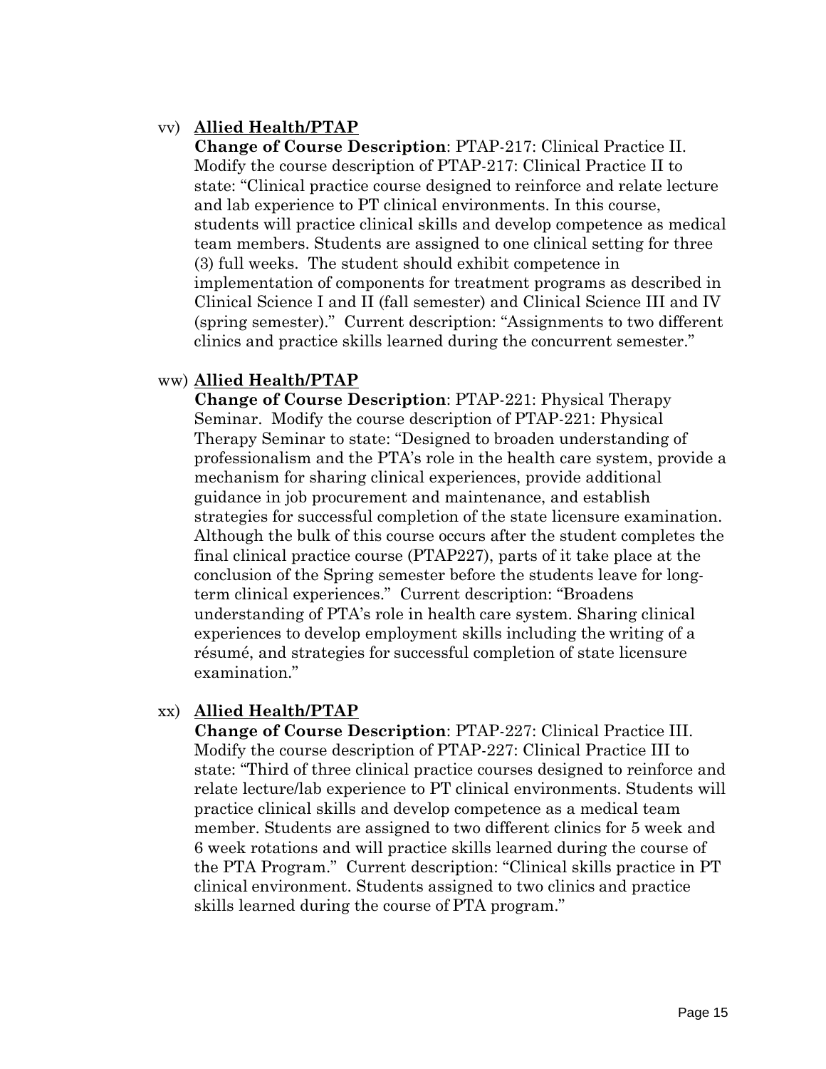vv) **Allied Health/PTAP**

**Change of Course Description**: PTAP-217: Clinical Practice II. Modify the course description of PTAP-217: Clinical Practice II to state: "Clinical practice course designed to reinforce and relate lecture and lab experience to PT clinical environments. In this course, students will practice clinical skills and develop competence as medical team members. Students are assigned to one clinical setting for three (3) full weeks. The student should exhibit competence in implementation of components for treatment programs as described in Clinical Science I and II (fall semester) and Clinical Science III and IV (spring semester)." Current description: "Assignments to two different clinics and practice skills learned during the concurrent semester."

ww) **Allied Health/PTAP**

**Change of Course Description**: PTAP-221: Physical Therapy Seminar. Modify the course description of PTAP-221: Physical Therapy Seminar to state: "Designed to broaden understanding of professionalism and the PTA's role in the health care system, provide a mechanism for sharing clinical experiences, provide additional guidance in job procurement and maintenance, and establish strategies for successful completion of the state licensure examination. Although the bulk of this course occurs after the student completes the final clinical practice course (PTAP227), parts of it take place at the conclusion of the Spring semester before the students leave for long-term clinical experiences." Current description: "Broadens understanding of PTA's role in health care system. Sharing clinical experiences to develop employment skills including the writing of a résumé, and strategies for successful completion of state licensure examination."

xx) **Allied Health/PTAP**

**Change of Course Description**: PTAP-227: Clinical Practice III. Modify the course description of PTAP-227: Clinical Practice III to state: "Third of three clinical practice courses designed to reinforce and relate lecture/lab experience to PT clinical environments. Students will practice clinical skills and develop competence as a medical team member. Students are assigned to two different clinics for 5 week and 6 week rotations and will practice skills learned during the course of the PTA Program." Current description: "Clinical skills practice in PT clinical environment. Students assigned to two clinics and practice skills learned during the course of PTA program."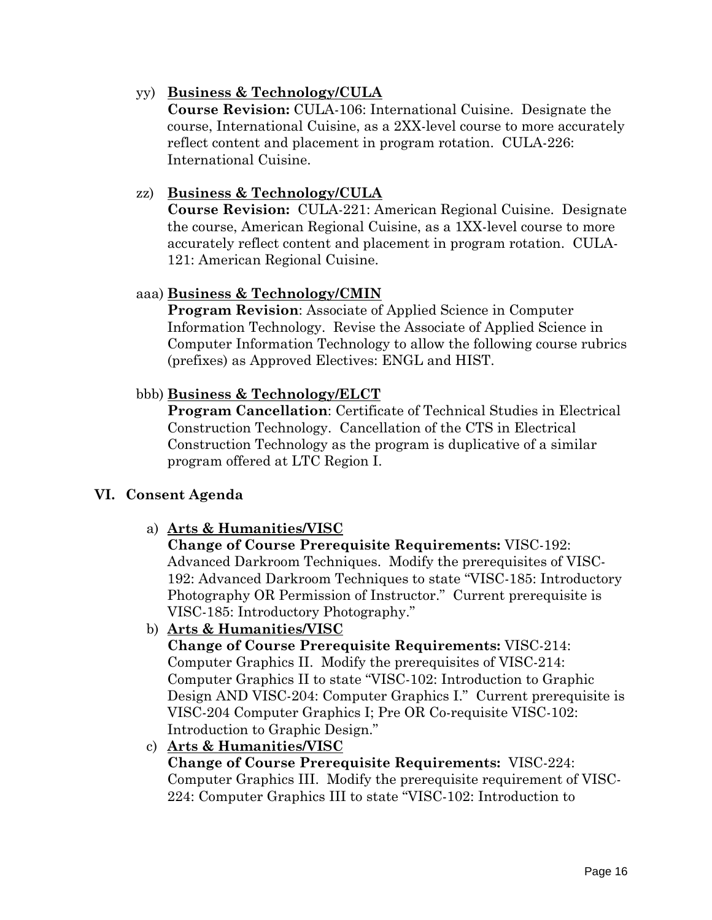yy) **Business & Technology/CULA**

**Course Revision:** CULA-106: International Cuisine. Designate the course, International Cuisine, as a 2XX-level course to more accurately reflect content and placement in program rotation. CULA-226: International Cuisine.

zz) **Business & Technology/CULA**

**Course Revision:** CULA-221: American Regional Cuisine. Designate the course, American Regional Cuisine, as a 1XX-level course to more accurately reflect content and placement in program rotation. CULA-121: American Regional Cuisine.

aaa) **Business & Technology/CMIN**

**Program Revision**: Associate of Applied Science in Computer Information Technology. Revise the Associate of Applied Science in Computer Information Technology to allow the following course rubrics (prefixes) as Approved Electives: ENGL and HIST.

bbb) **Business & Technology/ELCT**

**Program Cancellation**: Certificate of Technical Studies in Electrical Construction Technology. Cancellation of the CTS in Electrical Construction Technology as the program is duplicative of a similar program offered at LTC Region I.

## VI. Consent Agenda

a) **Arts & Humanities/VISC**

**Change of Course Prerequisite Requirements:** VISC-192: Advanced Darkroom Techniques. Modify the prerequisites of VISC-192: Advanced Darkroom Techniques to state "VISC-185: Introductory Photography OR Permission of Instructor." Current prerequisite is VISC-185: Introductory Photography."

b) **Arts & Humanities/VISC**

**Change of Course Prerequisite Requirements:** VISC-214: Computer Graphics II. Modify the prerequisites of VISC-214: Computer Graphics II to state "VISC-102: Introduction to Graphic Design AND VISC-204: Computer Graphics I." Current prerequisite is VISC-204 Computer Graphics I; Pre OR Co-requisite VISC-102: Introduction to Graphic Design."

c) **Arts & Humanities/VISC**

**Change of Course Prerequisite Requirements:** VISC-224: Computer Graphics III. Modify the prerequisite requirement of VISC-224: Computer Graphics III to state "VISC-102: Introduction to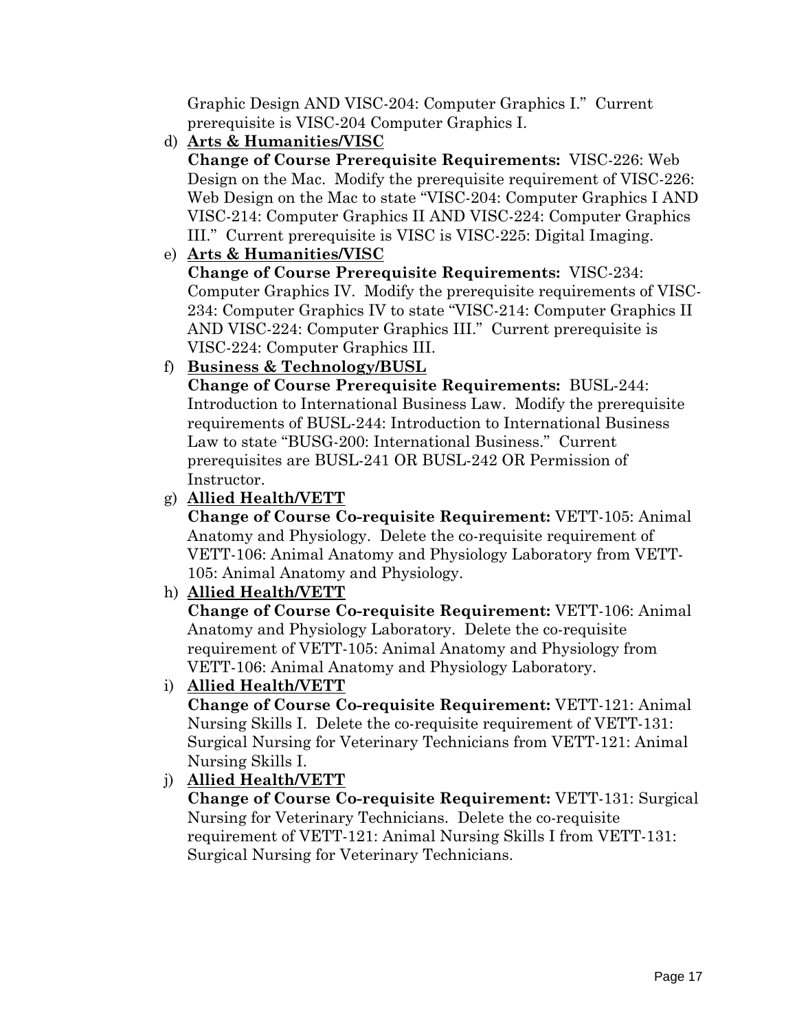Graphic Design AND VISC-204: Computer Graphics I." Current prerequisite is VISC-204 Computer Graphics I.

d) **Arts & Humanities/VISC**
   **Change of Course Prerequisite Requirements:** VISC-226: Web Design on the Mac. Modify the prerequisite requirement of VISC-226: Web Design on the Mac to state "VISC-204: Computer Graphics I AND VISC-214: Computer Graphics II AND VISC-224: Computer Graphics III." Current prerequisite is VISC is VISC-225: Digital Imaging.

e) **Arts & Humanities/VISC**
   **Change of Course Prerequisite Requirements:** VISC-234: Computer Graphics IV. Modify the prerequisite requirements of VISC-234: Computer Graphics IV to state "VISC-214: Computer Graphics II AND VISC-224: Computer Graphics III." Current prerequisite is VISC-224: Computer Graphics III.

f) **Business & Technology/BUSL**
   **Change of Course Prerequisite Requirements:** BUSL-244: Introduction to International Business Law. Modify the prerequisite requirements of BUSL-244: Introduction to International Business Law to state "BUSG-200: International Business." Current prerequisites are BUSL-241 OR BUSL-242 OR Permission of Instructor.

g) **Allied Health/VETT**
   **Change of Course Co-requisite Requirement:** VETT-105: Animal Anatomy and Physiology. Delete the co-requisite requirement of VETT-106: Animal Anatomy and Physiology Laboratory from VETT-105: Animal Anatomy and Physiology.

h) **Allied Health/VETT**
   **Change of Course Co-requisite Requirement:** VETT-106: Animal Anatomy and Physiology Laboratory. Delete the co-requisite requirement of VETT-105: Animal Anatomy and Physiology from VETT-106: Animal Anatomy and Physiology Laboratory.

i) **Allied Health/VETT**
   **Change of Course Co-requisite Requirement:** VETT-121: Animal Nursing Skills I. Delete the co-requisite requirement of VETT-131: Surgical Nursing for Veterinary Technicians from VETT-121: Animal Nursing Skills I.

j) **Allied Health/VETT**
   **Change of Course Co-requisite Requirement:** VETT-131: Surgical Nursing for Veterinary Technicians. Delete the co-requisite requirement of VETT-121: Animal Nursing Skills I from VETT-131: Surgical Nursing for Veterinary Technicians.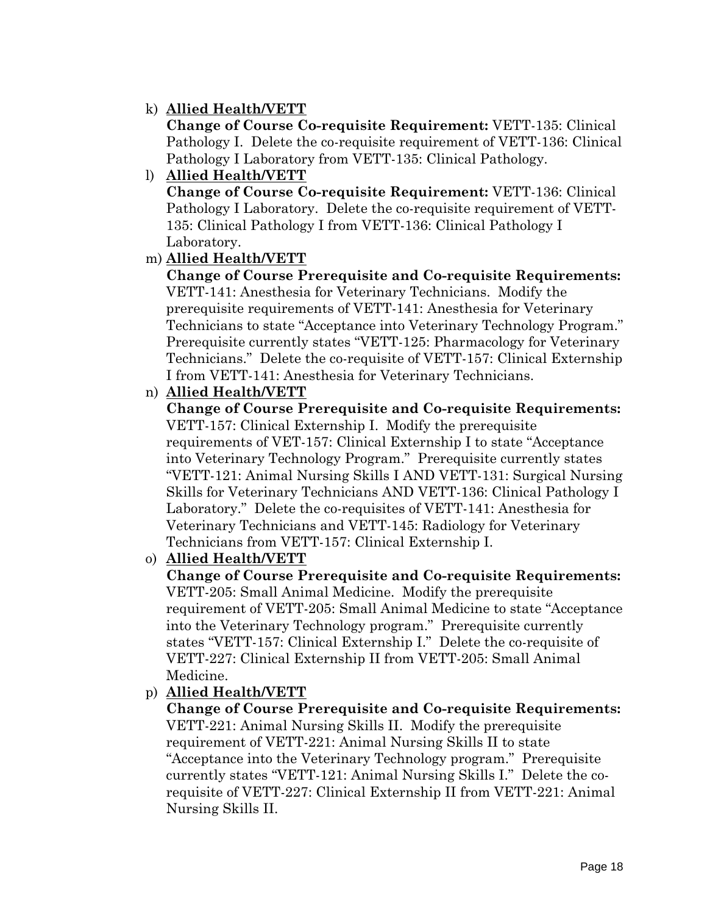k) **<u>Allied Health/VETT</u>**
   **Change of Course Co-requisite Requirement:** VETT-135: Clinical Pathology I. Delete the co-requisite requirement of VETT-136: Clinical Pathology I Laboratory from VETT-135: Clinical Pathology.

l) **<u>Allied Health/VETT</u>**
   **Change of Course Co-requisite Requirement:** VETT-136: Clinical Pathology I Laboratory. Delete the co-requisite requirement of VETT-135: Clinical Pathology I from VETT-136: Clinical Pathology I Laboratory.

m) **<u>Allied Health/VETT</u>**
   **Change of Course Prerequisite and Co-requisite Requirements:** VETT-141: Anesthesia for Veterinary Technicians. Modify the prerequisite requirements of VETT-141: Anesthesia for Veterinary Technicians to state "Acceptance into Veterinary Technology Program." Prerequisite currently states "VETT-125: Pharmacology for Veterinary Technicians." Delete the co-requisite of VETT-157: Clinical Externship I from VETT-141: Anesthesia for Veterinary Technicians.

n) **<u>Allied Health/VETT</u>**
   **Change of Course Prerequisite and Co-requisite Requirements:** VETT-157: Clinical Externship I. Modify the prerequisite requirements of VET-157: Clinical Externship I to state "Acceptance into Veterinary Technology Program." Prerequisite currently states "VETT-121: Animal Nursing Skills I AND VETT-131: Surgical Nursing Skills for Veterinary Technicians AND VETT-136: Clinical Pathology I Laboratory." Delete the co-requisites of VETT-141: Anesthesia for Veterinary Technicians and VETT-145: Radiology for Veterinary Technicians from VETT-157: Clinical Externship I.

o) **<u>Allied Health/VETT</u>**
   **Change of Course Prerequisite and Co-requisite Requirements:** VETT-205: Small Animal Medicine. Modify the prerequisite requirement of VETT-205: Small Animal Medicine to state "Acceptance into the Veterinary Technology program." Prerequisite currently states "VETT-157: Clinical Externship I." Delete the co-requisite of VETT-227: Clinical Externship II from VETT-205: Small Animal Medicine.

p) **<u>Allied Health/VETT</u>**
   **Change of Course Prerequisite and Co-requisite Requirements:** VETT-221: Animal Nursing Skills II. Modify the prerequisite requirement of VETT-221: Animal Nursing Skills II to state "Acceptance into the Veterinary Technology program." Prerequisite currently states "VETT-121: Animal Nursing Skills I." Delete the co-requisite of VETT-227: Clinical Externship II from VETT-221: Animal Nursing Skills II.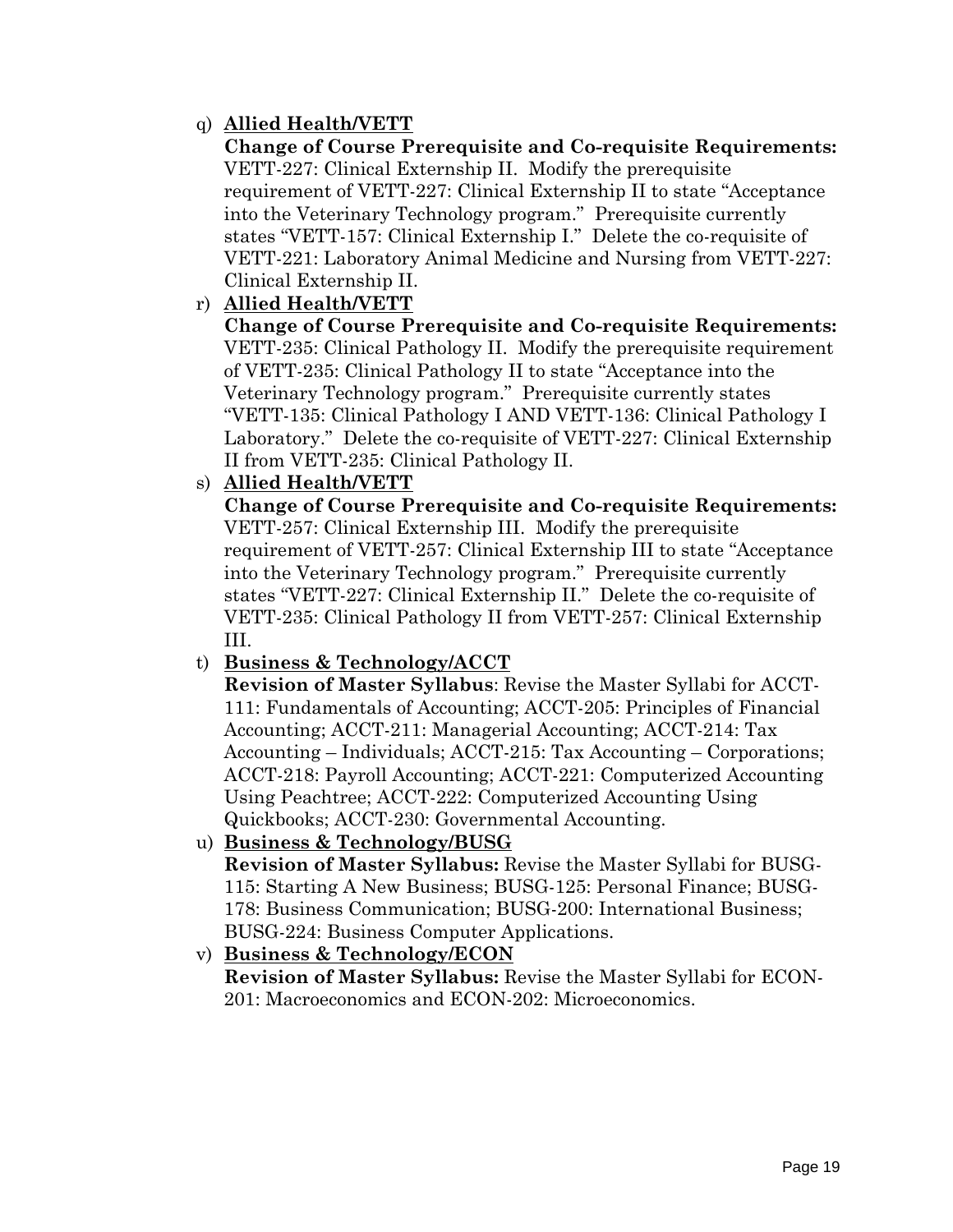q) **Allied Health/VETT**
   **Change of Course Prerequisite and Co-requisite Requirements:** VETT-227: Clinical Externship II. Modify the prerequisite requirement of VETT-227: Clinical Externship II to state "Acceptance into the Veterinary Technology program." Prerequisite currently states "VETT-157: Clinical Externship I." Delete the co-requisite of VETT-221: Laboratory Animal Medicine and Nursing from VETT-227: Clinical Externship II.

r) **Allied Health/VETT**
   **Change of Course Prerequisite and Co-requisite Requirements:** VETT-235: Clinical Pathology II. Modify the prerequisite requirement of VETT-235: Clinical Pathology II to state "Acceptance into the Veterinary Technology program." Prerequisite currently states "VETT-135: Clinical Pathology I AND VETT-136: Clinical Pathology I Laboratory." Delete the co-requisite of VETT-227: Clinical Externship II from VETT-235: Clinical Pathology II.

s) **Allied Health/VETT**
   **Change of Course Prerequisite and Co-requisite Requirements:** VETT-257: Clinical Externship III. Modify the prerequisite requirement of VETT-257: Clinical Externship III to state "Acceptance into the Veterinary Technology program." Prerequisite currently states "VETT-227: Clinical Externship II." Delete the co-requisite of VETT-235: Clinical Pathology II from VETT-257: Clinical Externship III.

t) **Business & Technology/ACCT**
   **Revision of Master Syllabus**: Revise the Master Syllabi for ACCT-111: Fundamentals of Accounting; ACCT-205: Principles of Financial Accounting; ACCT-211: Managerial Accounting; ACCT-214: Tax Accounting – Individuals; ACCT-215: Tax Accounting – Corporations; ACCT-218: Payroll Accounting; ACCT-221: Computerized Accounting Using Peachtree; ACCT-222: Computerized Accounting Using Quickbooks; ACCT-230: Governmental Accounting.

u) **Business & Technology/BUSG**
   **Revision of Master Syllabus:** Revise the Master Syllabi for BUSG-115: Starting A New Business; BUSG-125: Personal Finance; BUSG-178: Business Communication; BUSG-200: International Business; BUSG-224: Business Computer Applications.

v) **Business & Technology/ECON**
   **Revision of Master Syllabus:** Revise the Master Syllabi for ECON-201: Macroeconomics and ECON-202: Microeconomics.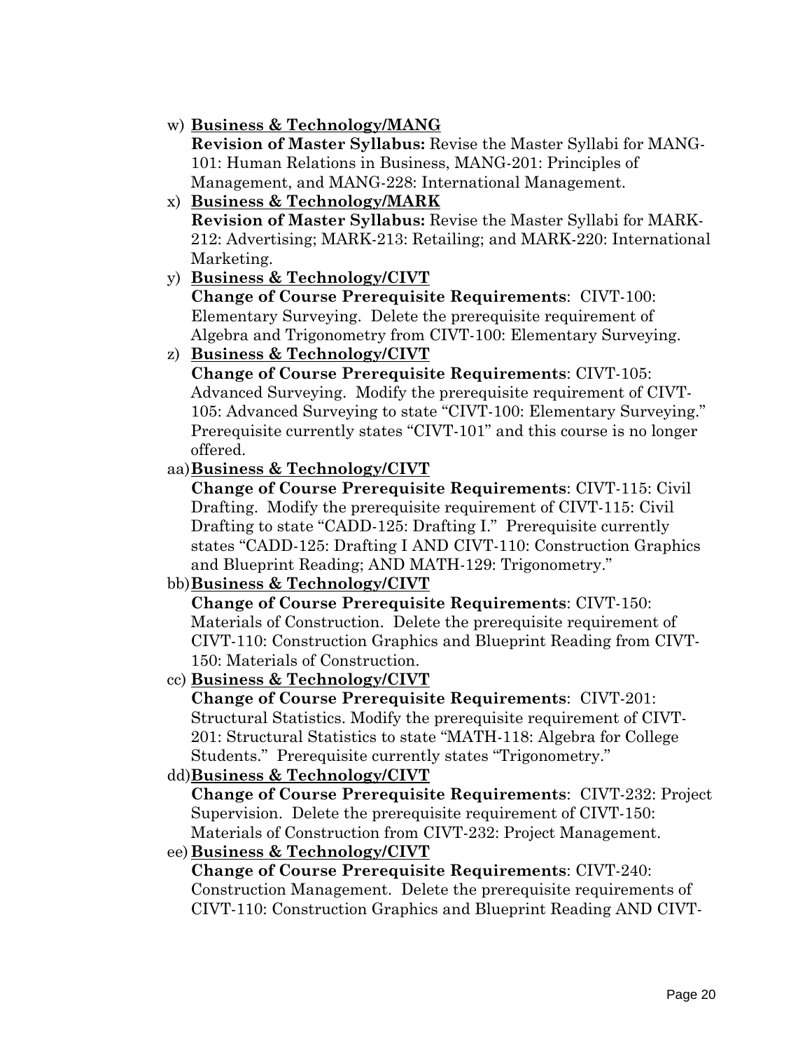w) **Business & Technology/MANG**

   **Revision of Master Syllabus:** Revise the Master Syllabi for MANG-101: Human Relations in Business, MANG-201: Principles of Management, and MANG-228: International Management.

x) **Business & Technology/MARK**

   **Revision of Master Syllabus:** Revise the Master Syllabi for MARK-212: Advertising; MARK-213: Retailing; and MARK-220: International Marketing.

y) **Business & Technology/CIVT**

   **Change of Course Prerequisite Requirements**: CIVT-100: Elementary Surveying. Delete the prerequisite requirement of Algebra and Trigonometry from CIVT-100: Elementary Surveying.

z) **Business & Technology/CIVT**

   **Change of Course Prerequisite Requirements**: CIVT-105: Advanced Surveying. Modify the prerequisite requirement of CIVT-105: Advanced Surveying to state "CIVT-100: Elementary Surveying." Prerequisite currently states "CIVT-101" and this course is no longer offered.

aa) **Business & Technology/CIVT**

   **Change of Course Prerequisite Requirements**: CIVT-115: Civil Drafting. Modify the prerequisite requirement of CIVT-115: Civil Drafting to state "CADD-125: Drafting I." Prerequisite currently states "CADD-125: Drafting I AND CIVT-110: Construction Graphics and Blueprint Reading; AND MATH-129: Trigonometry."

bb) **Business & Technology/CIVT**

   **Change of Course Prerequisite Requirements**: CIVT-150: Materials of Construction. Delete the prerequisite requirement of CIVT-110: Construction Graphics and Blueprint Reading from CIVT-150: Materials of Construction.

cc) **Business & Technology/CIVT**

   **Change of Course Prerequisite Requirements**: CIVT-201: Structural Statistics. Modify the prerequisite requirement of CIVT-201: Structural Statistics to state "MATH-118: Algebra for College Students." Prerequisite currently states "Trigonometry."

dd) **Business & Technology/CIVT**

   **Change of Course Prerequisite Requirements**: CIVT-232: Project Supervision. Delete the prerequisite requirement of CIVT-150: Materials of Construction from CIVT-232: Project Management.

ee) **Business & Technology/CIVT**

   **Change of Course Prerequisite Requirements**: CIVT-240: Construction Management. Delete the prerequisite requirements of CIVT-110: Construction Graphics and Blueprint Reading AND CIVT-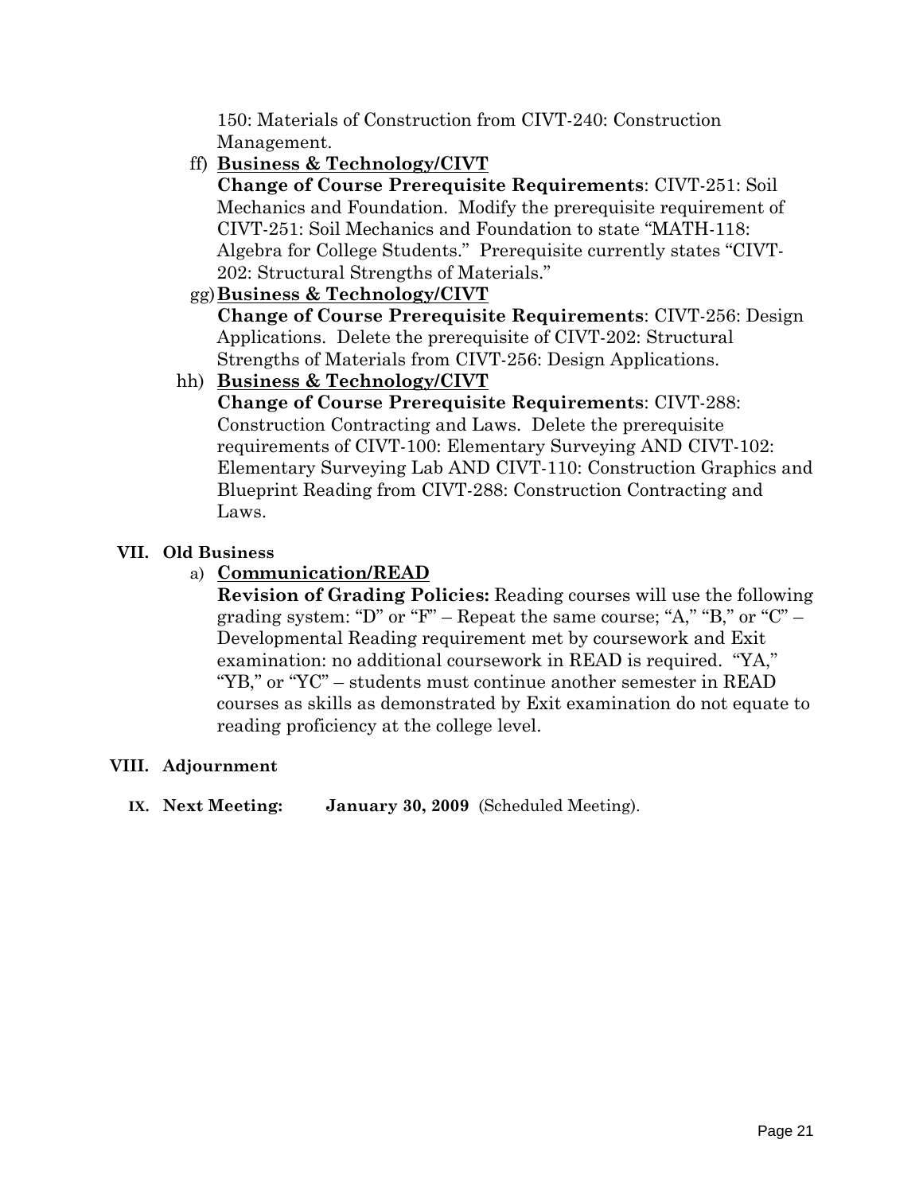150: Materials of Construction from CIVT-240: Construction Management.

ff) **Business & Technology/CIVT**
**Change of Course Prerequisite Requirements**: CIVT-251: Soil Mechanics and Foundation. Modify the prerequisite requirement of CIVT-251: Soil Mechanics and Foundation to state "MATH-118: Algebra for College Students." Prerequisite currently states "CIVT-202: Structural Strengths of Materials."

gg) **Business & Technology/CIVT**
**Change of Course Prerequisite Requirements**: CIVT-256: Design Applications. Delete the prerequisite of CIVT-202: Structural Strengths of Materials from CIVT-256: Design Applications.

hh) **Business & Technology/CIVT**
**Change of Course Prerequisite Requirements**: CIVT-288: Construction Contracting and Laws. Delete the prerequisite requirements of CIVT-100: Elementary Surveying AND CIVT-102: Elementary Surveying Lab AND CIVT-110: Construction Graphics and Blueprint Reading from CIVT-288: Construction Contracting and Laws.

**VII. Old Business**

a) **Communication/READ**
**Revision of Grading Policies:** Reading courses will use the following grading system: "D" or "F" – Repeat the same course; "A," "B," or "C" – Developmental Reading requirement met by coursework and Exit examination: no additional coursework in READ is required. "YA," "YB," or "YC" – students must continue another semester in READ courses as skills as demonstrated by Exit examination do not equate to reading proficiency at the college level.

**VIII. Adjournment**

**IX. Next Meeting:** **January 30, 2009** (Scheduled Meeting).